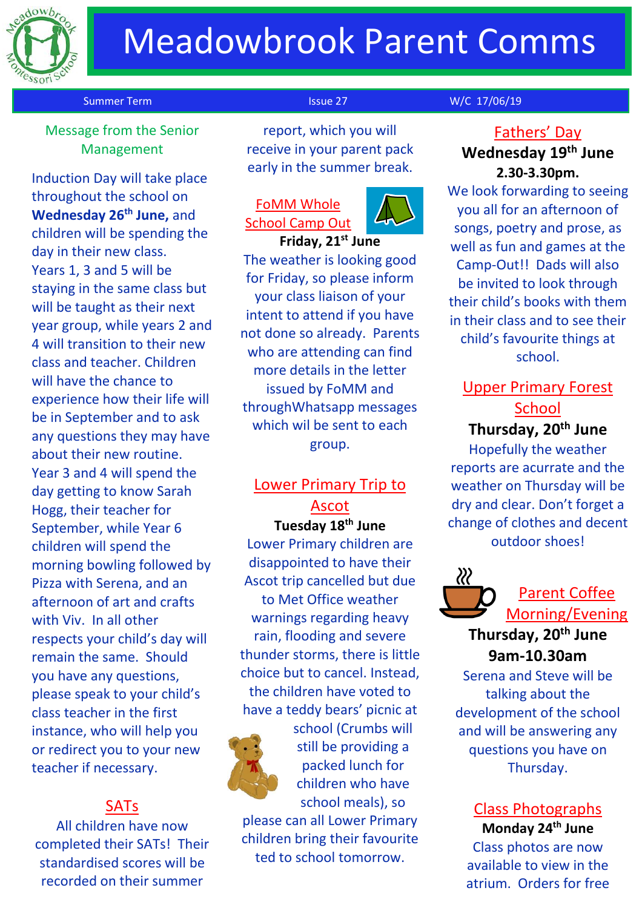# Meadowbrook Parent Comms

Summer Term | Issue 27 | W/C 17/06/19

## Message from the Senior Management

Induction Day will take place throughout the school on **Wednesday 26th June,** and children will be spending the day in their new class. Years 1, 3 and 5 will be staying in the same class but will be taught as their next year group, while years 2 and 4 will transition to their new class and teacher. Children will have the chance to experience how their life will be in September and to ask any questions they may have about their new routine. Year 3 and 4 will spend the day getting to know Sarah Hogg, their teacher for September, while Year 6 children will spend the morning bowling followed by Pizza with Serena, and an afternoon of art and crafts with Viv. In all other respects your child's day will remain the same. Should you have any questions, please speak to your child's class teacher in the first instance, who will help you or redirect you to your new teacher if necessary.

## SATs

All children have now completed their SATs! Their standardised scores will be recorded on their summer report, which you will receive in your parent pack early in the summer break.

## FoMM Whole School Camp Out

**Friday, 21st June**

The weather is looking good for Friday, so please inform your class liaison of your intent to attend if you have not done so already. Parents who are attending can find more details in the letter issued by FoMM and throughWhatsapp messages which wil be sent to each group.

## Lower Primary Trip to Ascot

**Tuesday 18th June**

Lower Primary children are disappointed to have their Ascot trip cancelled but due to Met Office weather warnings regarding heavy rain, flooding and severe thunder storms, there is little choice but to cancel. Instead, the children have voted to have a teddy bears' picnic at school (Crumbs will still be providing a packed lunch for children who have school meals), so please can all Lower Primary children bring their favourite ted to school tomorrow.

## Fathers' Day

**Wednesday 19th June**

**2.30-3.30pm.**

We look forward to seeing you all for an afternoon of songs, poetry and prose, as well as fun and games at the Camp-Out!! Dads will also be invited to look through their child's books with them in their class and to see their child's favourite things at school.

## Upper Primary Forest School

**Thursday, 20th June**

Hopefully the weather reports are acurrate and the weather on Thursday will be dry and clear. Don't forget a change of clothes and decent outdoor shoes!

## Parent Coffee Morning/Evening

**Thursday, 20th June**

**9am-10.30am**

Serena and Steve will be talking about the development of the school and will be answering any questions you have on Thursday.

## Class Photographs

**Monday 24th June**

Class photos are now available to view in the atrium. Orders for free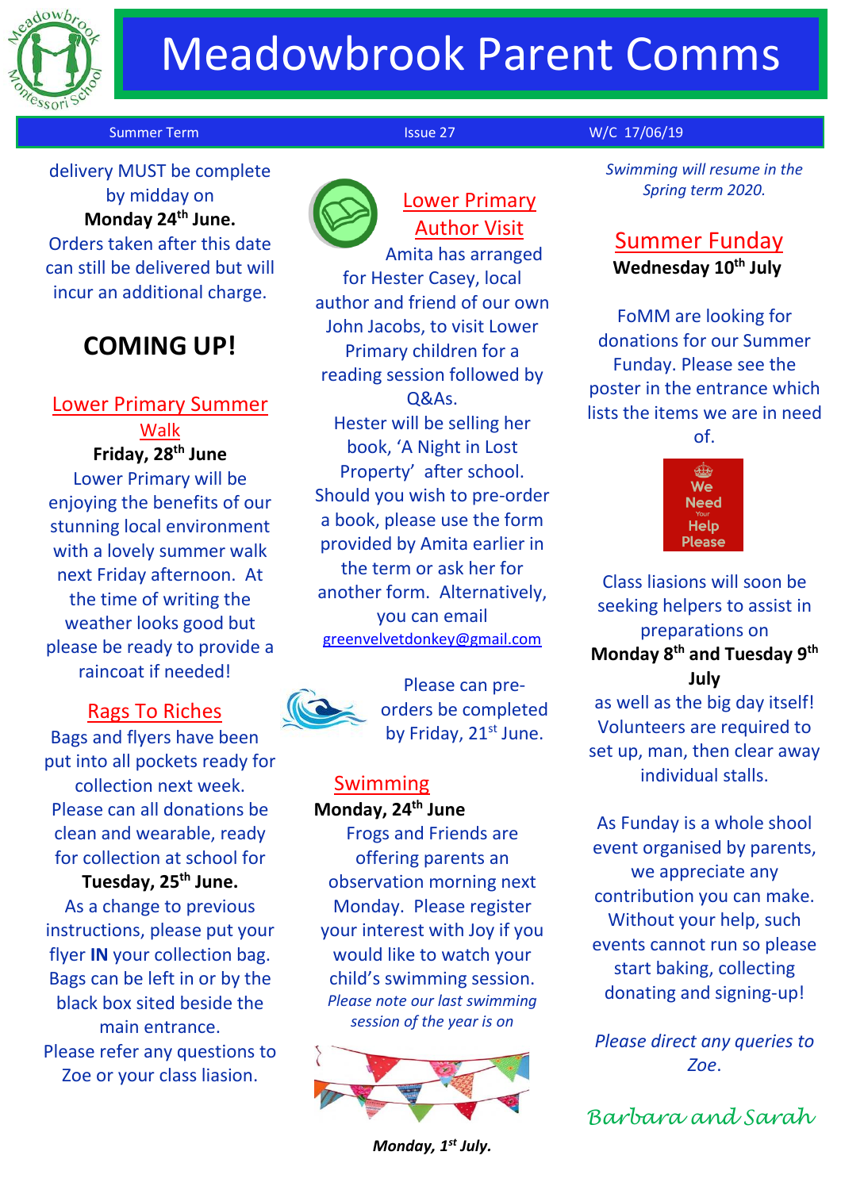# Meadowbrook Parent Comms

Summer Term | Issue 27 | W/C 17/06/19

delivery MUST be complete by midday on **Monday 24th June.** Orders taken after this date can still be delivered but will incur an additional charge.

## COMING UP!

### Lower Primary Summer Walk

**Friday, 28th June**

Lower Primary will be enjoying the benefits of our stunning local environment with a lovely summer walk next Friday afternoon. At the time of writing the weather looks good but please be ready to provide a raincoat if needed!

### Rags To Riches

Bags and flyers have been put into all pockets ready for collection next week. Please can all donations be clean and wearable, ready for collection at school for **Tuesday, 25th June.**

As a change to previous instructions, please put your flyer **IN** your collection bag. Bags can be left in or by the black box sited beside the main entrance.

Please refer any questions to Zoe or your class liasion.

### Lower Primary Author Visit

Amita has arranged for Hester Casey, local author and friend of our own John Jacobs, to visit Lower Primary children for a reading session followed by Q&As.

Hester will be selling her book, 'A Night in Lost Property' after school. Should you wish to pre-order a book, please use the form provided by Amita earlier in the term or ask her for another form. Alternatively, you can email greenvelvetdonkey@gmail.com

Please can pre-orders be completed by Friday, 21st June.

### Swimming

**Monday, 24th June**

Frogs and Friends are offering parents an observation morning next Monday. Please register your interest with Joy if you would like to watch your child's swimming session.

*Please note our last swimming session of the year is on*

***Monday, 1st July.***

*Swimming will resume in the Spring term 2020.*

### Summer Funday

**Wednesday 10th July**

FoMM are looking for donations for our Summer Funday. Please see the poster in the entrance which lists the items we are in need of.

We Need Your Help Please

Class liasions will soon be seeking helpers to assist in preparations on

**Monday 8th and Tuesday 9th July**

as well as the big day itself! Volunteers are required to set up, man, then clear away individual stalls.

As Funday is a whole shool event organised by parents, we appreciate any contribution you can make. Without your help, such events cannot run so please start baking, collecting donating and signing-up!

*Please direct any queries to Zoe.*

*Barbara and Sarah*